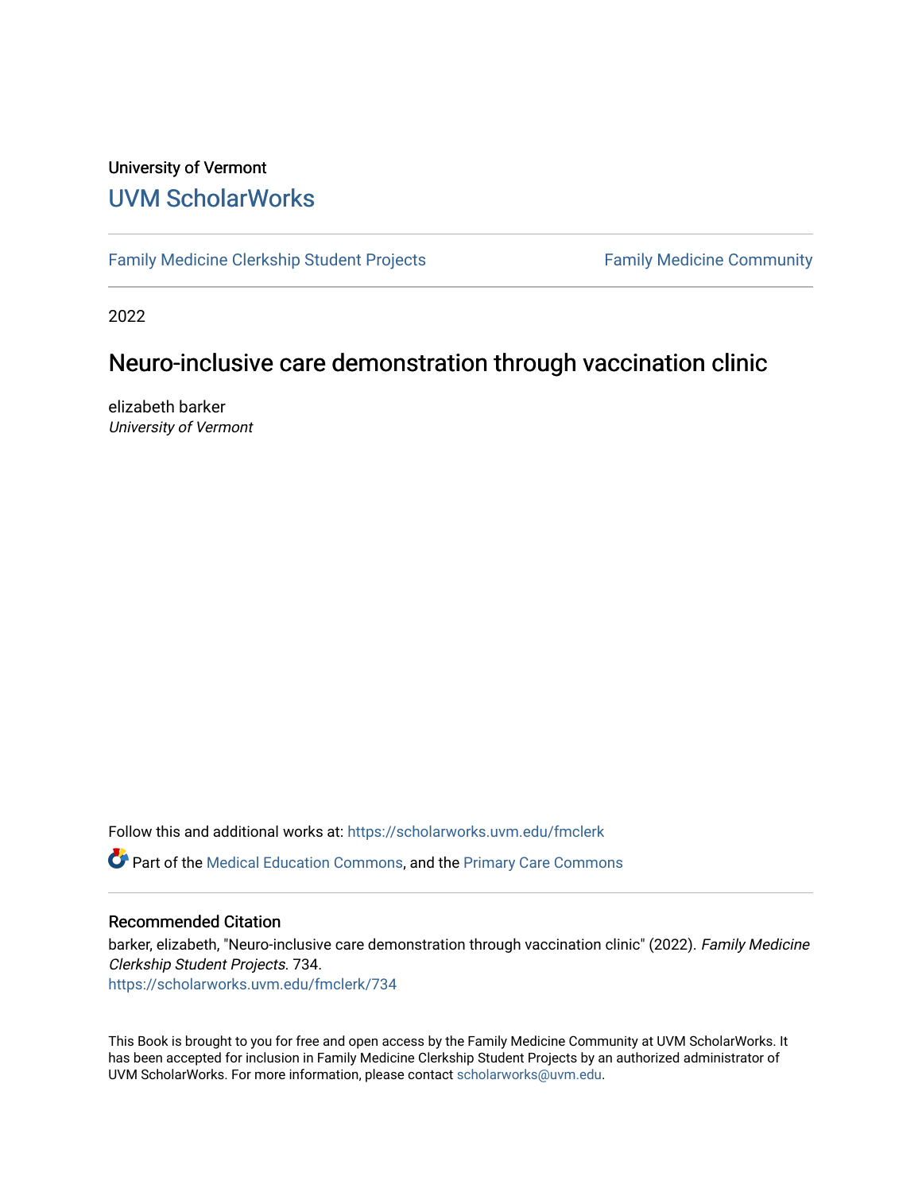University of Vermont

# UVM ScholarWorks

Family Medicine Clerkship Student Projects | Family Medicine Community

2022

## Neuro-inclusive care demonstration through vaccination clinic

elizabeth barker

*University of Vermont*

Follow this and additional works at: https://scholarworks.uvm.edu/fmclerk

Part of the Medical Education Commons, and the Primary Care Commons

### Recommended Citation

barker, elizabeth, "Neuro-inclusive care demonstration through vaccination clinic" (2022). *Family Medicine Clerkship Student Projects*. 734.
https://scholarworks.uvm.edu/fmclerk/734

This Book is brought to you for free and open access by the Family Medicine Community at UVM ScholarWorks. It has been accepted for inclusion in Family Medicine Clerkship Student Projects by an authorized administrator of UVM ScholarWorks. For more information, please contact scholarworks@uvm.edu.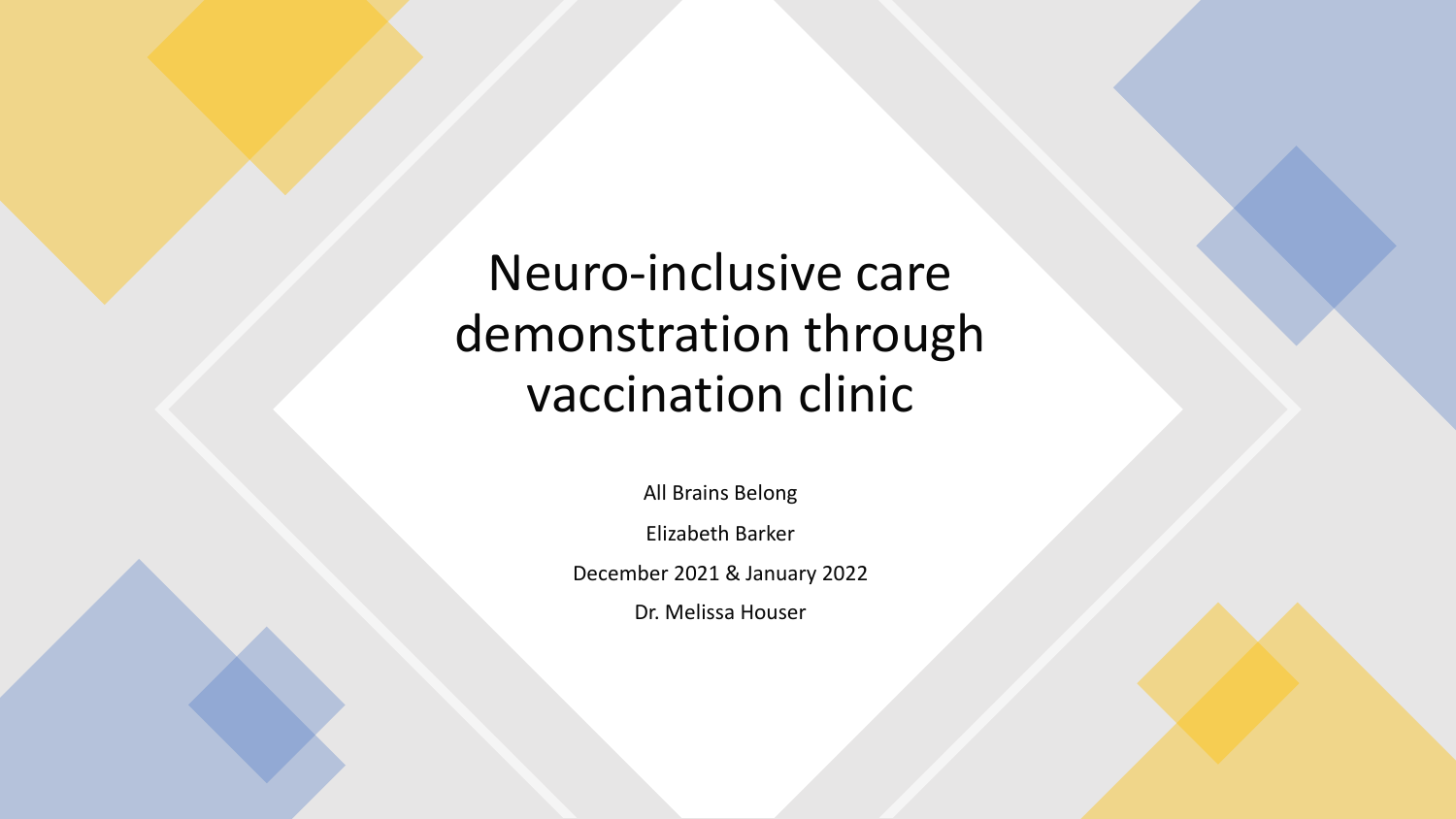# Neuro-inclusive care demonstration through vaccination clinic

All Brains Belong

Elizabeth Barker

December 2021 & January 2022

Dr. Melissa Houser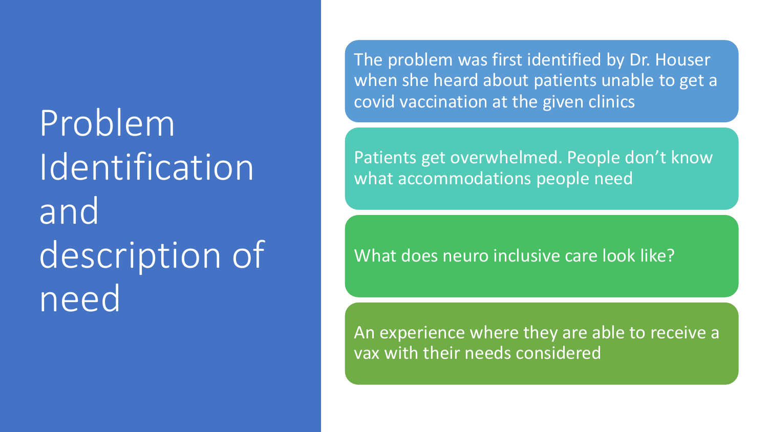# Problem Identification and description of need

- The problem was first identified by Dr. Houser when she heard about patients unable to get a covid vaccination at the given clinics
- Patients get overwhelmed. People don't know what accommodations people need
- What does neuro inclusive care look like?
- An experience where they are able to receive a vax with their needs considered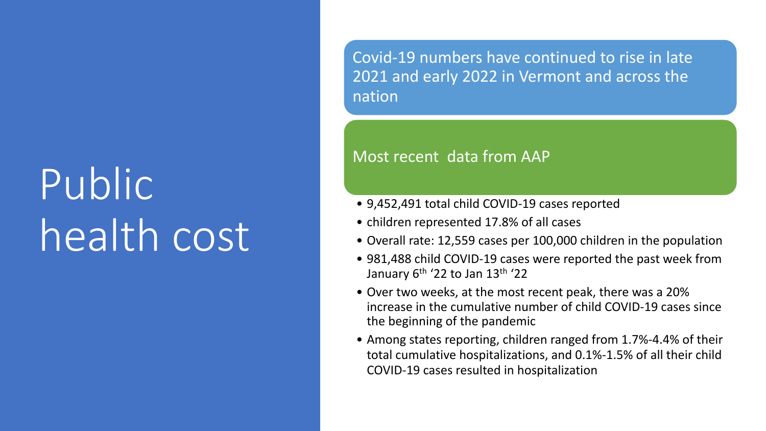# Public health cost

Covid-19 numbers have continued to rise in late 2021 and early 2022 in Vermont and across the nation

Most recent data from AAP

- 9,452,491 total child COVID-19 cases reported
- children represented 17.8% of all cases
- Overall rate: 12,559 cases per 100,000 children in the population
- 981,488 child COVID-19 cases were reported the past week from January 6th '22 to Jan 13th '22
- Over two weeks, at the most recent peak, there was a 20% increase in the cumulative number of child COVID-19 cases since the beginning of the pandemic
- Among states reporting, children ranged from 1.7%-4.4% of their total cumulative hospitalizations, and 0.1%-1.5% of all their child COVID-19 cases resulted in hospitalization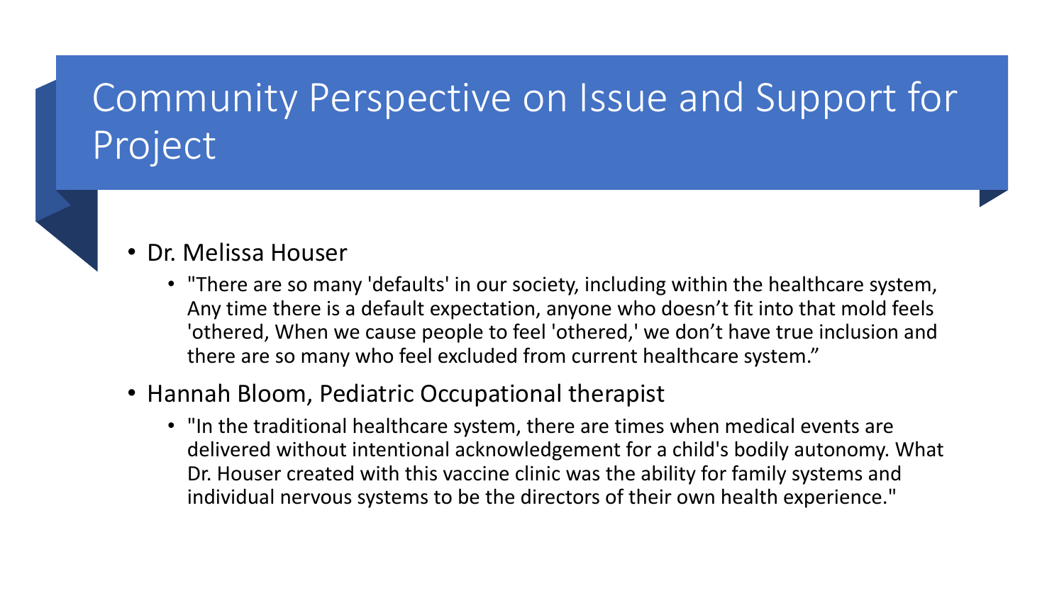# Community Perspective on Issue and Support for Project

- Dr. Melissa Houser
  - "There are so many 'defaults' in our society, including within the healthcare system, Any time there is a default expectation, anyone who doesn't fit into that mold feels 'othered, When we cause people to feel 'othered,' we don't have true inclusion and there are so many who feel excluded from current healthcare system."
- Hannah Bloom, Pediatric Occupational therapist
  - "In the traditional healthcare system, there are times when medical events are delivered without intentional acknowledgement for a child's bodily autonomy. What Dr. Houser created with this vaccine clinic was the ability for family systems and individual nervous systems to be the directors of their own health experience."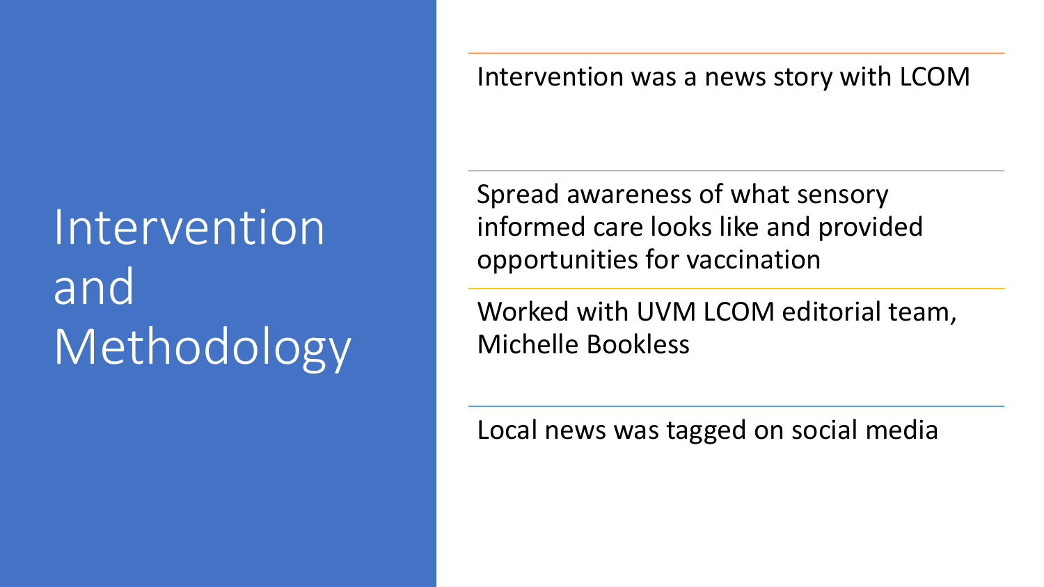# Intervention and Methodology

- Intervention was a news story with LCOM
- Spread awareness of what sensory informed care looks like and provided opportunities for vaccination
- Worked with UVM LCOM editorial team, Michelle Bookless
- Local news was tagged on social media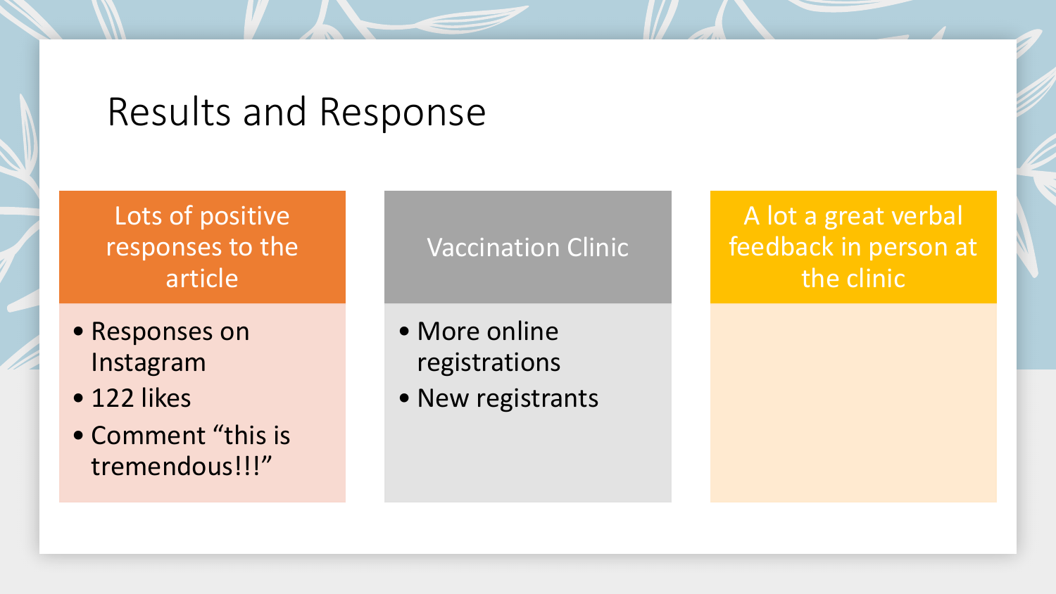# Results and Response

## Lots of positive responses to the article

- Responses on Instagram
- 122 likes
- Comment “this is tremendous!!!”

## Vaccination Clinic

- More online registrations
- New registrants

## A lot a great verbal feedback in person at the clinic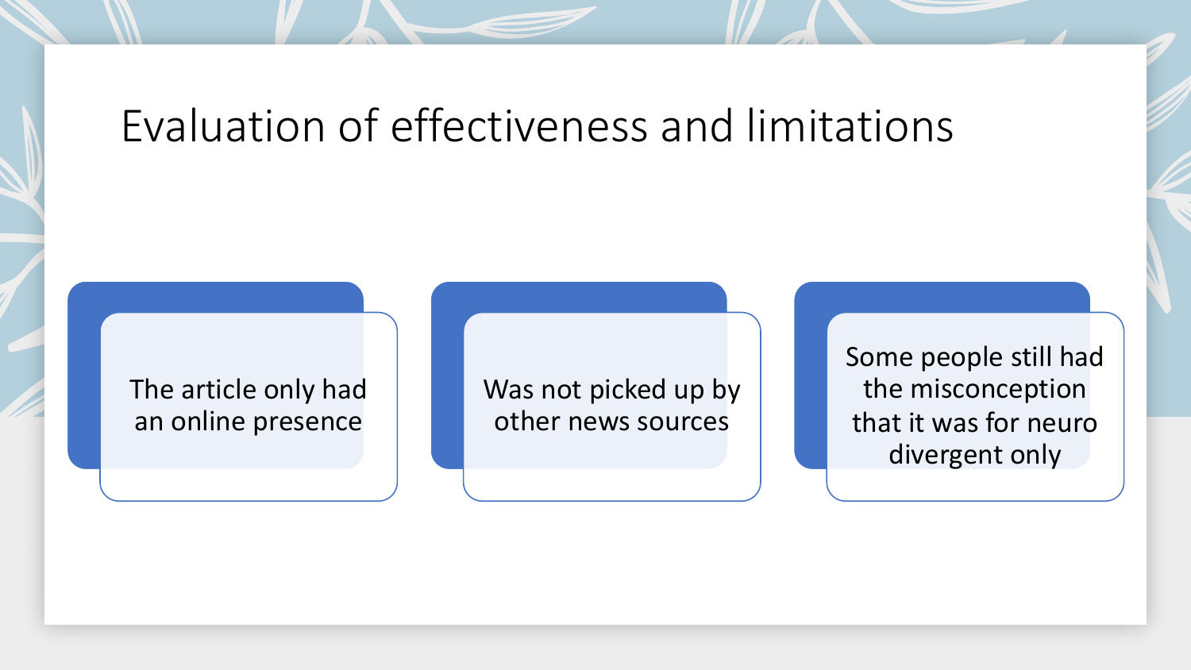# Evaluation of effectiveness and limitations

- The article only had an online presence
- Was not picked up by other news sources
- Some people still had the misconception that it was for neuro divergent only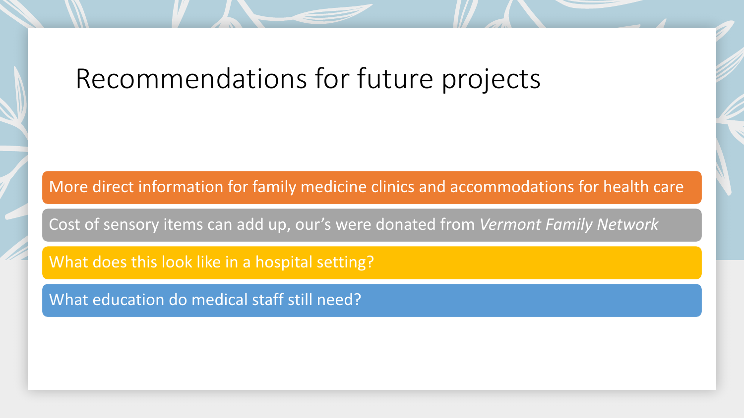# Recommendations for future projects

- More direct information for family medicine clinics and accommodations for health care
- Cost of sensory items can add up, our's were donated from *Vermont Family Network*
- What does this look like in a hospital setting?
- What education do medical staff still need?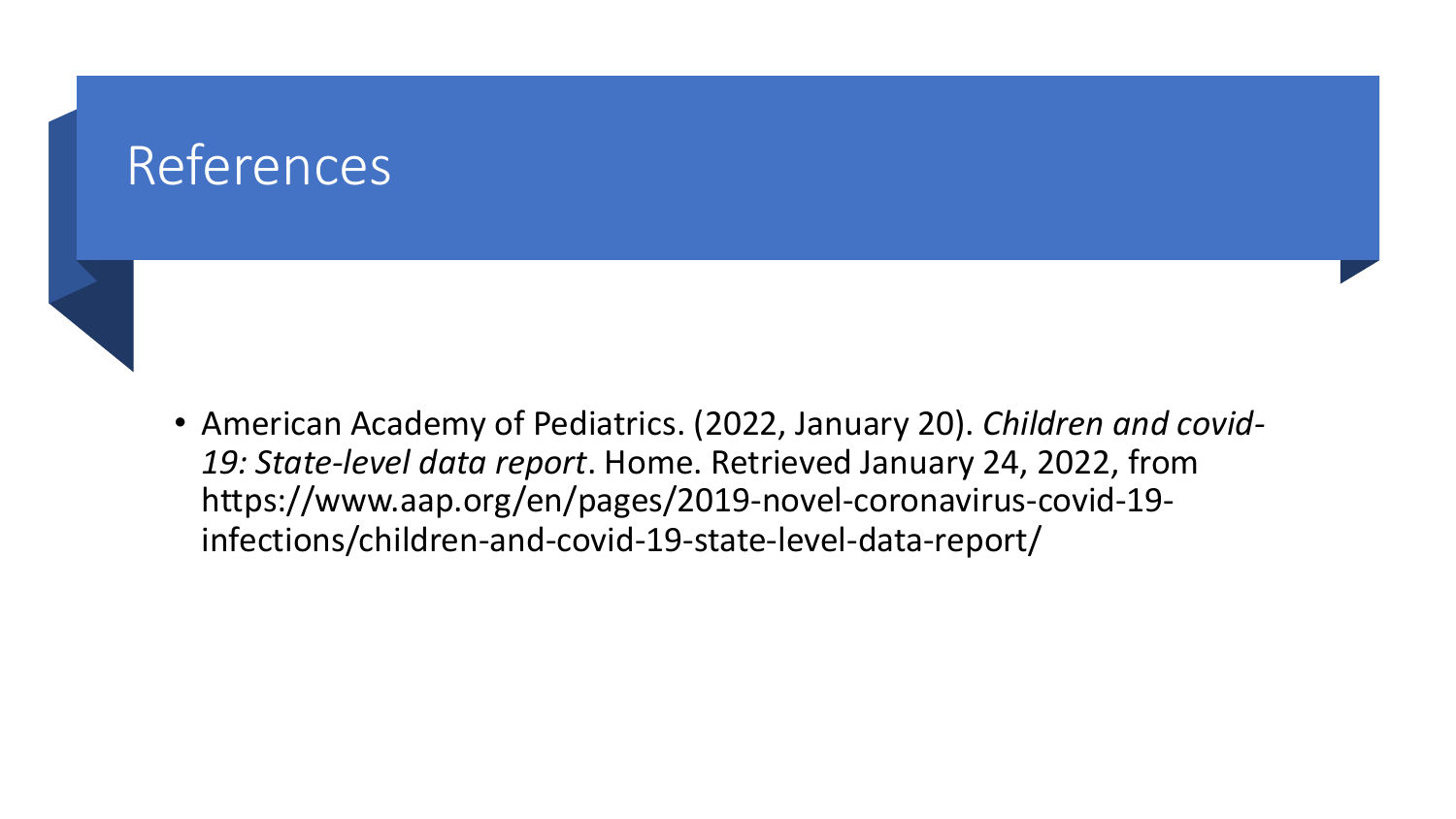# References

- American Academy of Pediatrics. (2022, January 20). *Children and covid-19: State-level data report*. Home. Retrieved January 24, 2022, from https://www.aap.org/en/pages/2019-novel-coronavirus-covid-19-infections/children-and-covid-19-state-level-data-report/